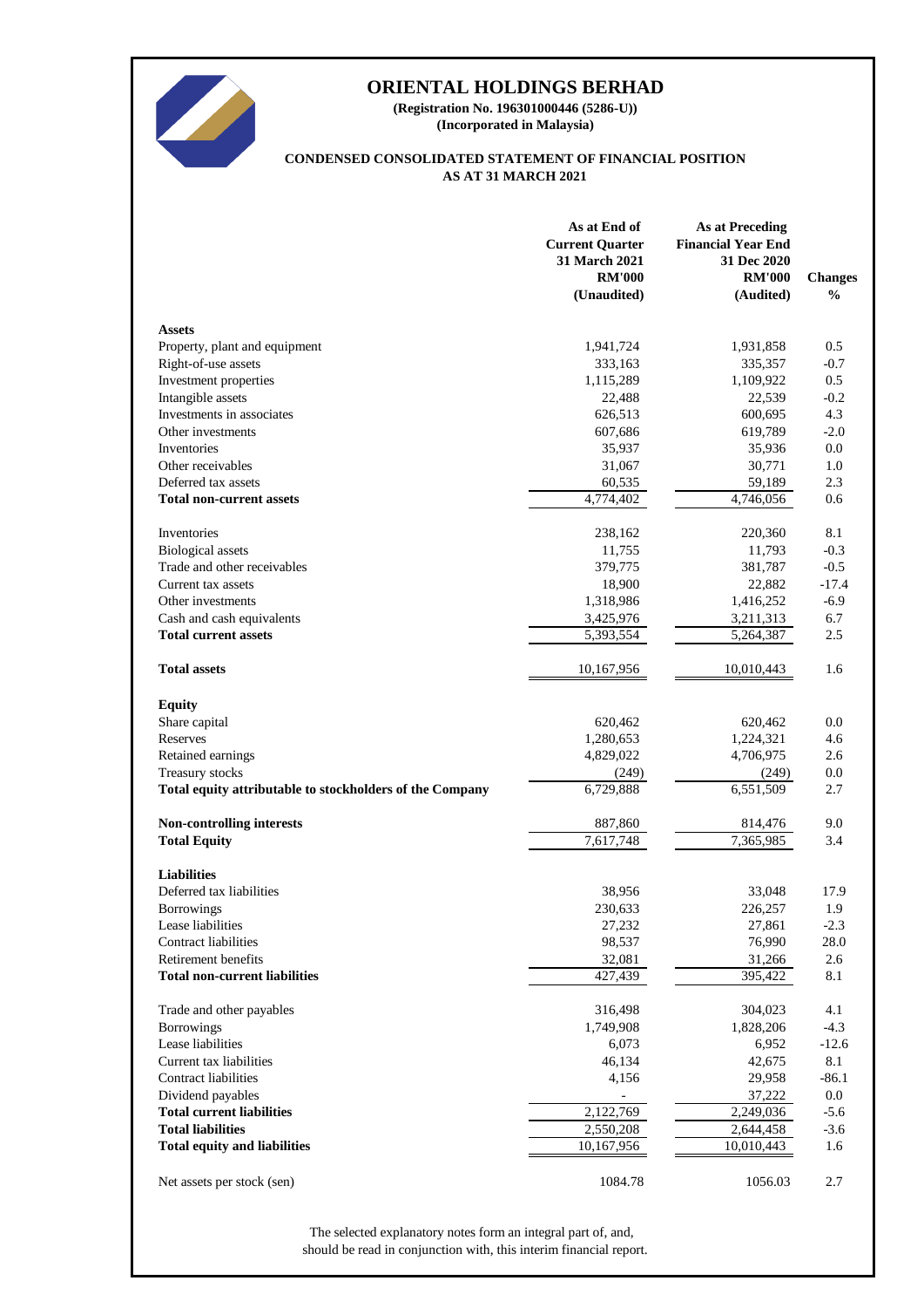# ORIENTAL HOLDINGS BERHAD

**(Registration No. 196301000446 (5286-U))**
**(Incorporated in Malaysia)**

## CONDENSED CONSOLIDATED STATEMENT OF FINANCIAL POSITION AS AT 31 MARCH 2021

| | As at End of Current Quarter 31 March 2021 RM'000 (Unaudited) | As at Preceding Financial Year End 31 Dec 2020 RM'000 (Audited) | Changes % |
|---|---|---|---|
| **Assets** | | | |
| Property, plant and equipment | 1,941,724 | 1,931,858 | 0.5 |
| Right-of-use assets | 333,163 | 335,357 | -0.7 |
| Investment properties | 1,115,289 | 1,109,922 | 0.5 |
| Intangible assets | 22,488 | 22,539 | -0.2 |
| Investments in associates | 626,513 | 600,695 | 4.3 |
| Other investments | 607,686 | 619,789 | -2.0 |
| Inventories | 35,937 | 35,936 | 0.0 |
| Other receivables | 31,067 | 30,771 | 1.0 |
| Deferred tax assets | 60,535 | 59,189 | 2.3 |
| **Total non-current assets** | 4,774,402 | 4,746,056 | 0.6 |
| | | | |
| Inventories | 238,162 | 220,360 | 8.1 |
| Biological assets | 11,755 | 11,793 | -0.3 |
| Trade and other receivables | 379,775 | 381,787 | -0.5 |
| Current tax assets | 18,900 | 22,882 | -17.4 |
| Other investments | 1,318,986 | 1,416,252 | -6.9 |
| Cash and cash equivalents | 3,425,976 | 3,211,313 | 6.7 |
| **Total current assets** | 5,393,554 | 5,264,387 | 2.5 |
| | | | |
| **Total assets** | 10,167,956 | 10,010,443 | 1.6 |
| | | | |
| **Equity** | | | |
| Share capital | 620,462 | 620,462 | 0.0 |
| Reserves | 1,280,653 | 1,224,321 | 4.6 |
| Retained earnings | 4,829,022 | 4,706,975 | 2.6 |
| Treasury stocks | (249) | (249) | 0.0 |
| **Total equity attributable to stockholders of the Company** | 6,729,888 | 6,551,509 | 2.7 |
| | | | |
| **Non-controlling interests** | 887,860 | 814,476 | 9.0 |
| **Total Equity** | 7,617,748 | 7,365,985 | 3.4 |
| | | | |
| **Liabilities** | | | |
| Deferred tax liabilities | 38,956 | 33,048 | 17.9 |
| Borrowings | 230,633 | 226,257 | 1.9 |
| Lease liabilities | 27,232 | 27,861 | -2.3 |
| Contract liabilities | 98,537 | 76,990 | 28.0 |
| Retirement benefits | 32,081 | 31,266 | 2.6 |
| **Total non-current liabilities** | 427,439 | 395,422 | 8.1 |
| | | | |
| Trade and other payables | 316,498 | 304,023 | 4.1 |
| Borrowings | 1,749,908 | 1,828,206 | -4.3 |
| Lease liabilities | 6,073 | 6,952 | -12.6 |
| Current tax liabilities | 46,134 | 42,675 | 8.1 |
| Contract liabilities | 4,156 | 29,958 | -86.1 |
| Dividend payables | - | 37,222 | 0.0 |
| **Total current liabilities** | 2,122,769 | 2,249,036 | -5.6 |
| **Total liabilities** | 2,550,208 | 2,644,458 | -3.6 |
| **Total equity and liabilities** | 10,167,956 | 10,010,443 | 1.6 |
| | | | |
| Net assets per stock (sen) | 1084.78 | 1056.03 | 2.7 |

The selected explanatory notes form an integral part of, and, should be read in conjunction with, this interim financial report.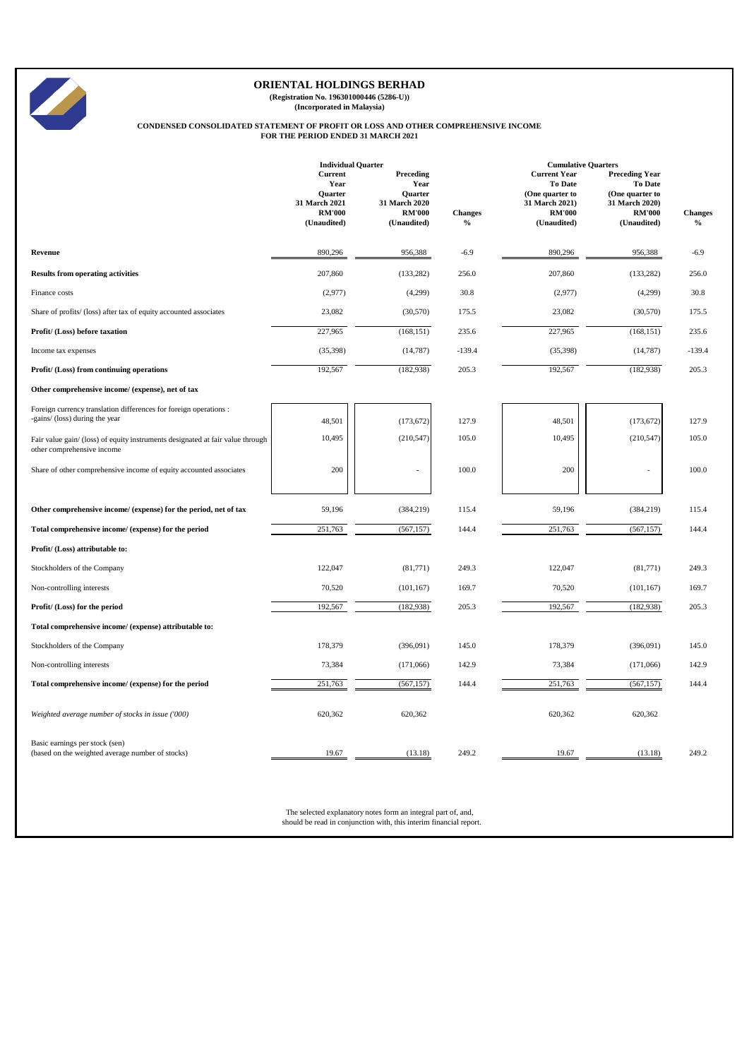# ORIENTAL HOLDINGS BERHAD

**(Registration No. 196301000446 (5286-U))**
**(Incorporated in Malaysia)**

**CONDENSED CONSOLIDATED STATEMENT OF PROFIT OR LOSS AND OTHER COMPREHENSIVE INCOME**
**FOR THE PERIOD ENDED 31 MARCH 2021**

| | Individual Quarter | | | Cumulative Quarters | | |
|---|---|---|---|---|---|---|
| | Current Year Quarter 31 March 2021 RM'000 (Unaudited) | Preceding Year Quarter 31 March 2020 RM'000 (Unaudited) | Changes % | Current Year To Date (One quarter to 31 March 2021) RM'000 (Unaudited) | Preceding Year To Date (One quarter to 31 March 2020) RM'000 (Unaudited) | Changes % |
| **Revenue** | 890,296 | 956,388 | -6.9 | 890,296 | 956,388 | -6.9 |
| **Results from operating activities** | 207,860 | (133,282) | 256.0 | 207,860 | (133,282) | 256.0 |
| Finance costs | (2,977) | (4,299) | 30.8 | (2,977) | (4,299) | 30.8 |
| Share of profits/ (loss) after tax of equity accounted associates | 23,082 | (30,570) | 175.5 | 23,082 | (30,570) | 175.5 |
| **Profit/ (Loss) before taxation** | 227,965 | (168,151) | 235.6 | 227,965 | (168,151) | 235.6 |
| Income tax expenses | (35,398) | (14,787) | -139.4 | (35,398) | (14,787) | -139.4 |
| **Profit/ (Loss) from continuing operations** | 192,567 | (182,938) | 205.3 | 192,567 | (182,938) | 205.3 |
| **Other comprehensive income/ (expense), net of tax** | | | | | | |
| Foreign currency translation differences for foreign operations : -gains/ (loss) during the year | 48,501 | (173,672) | 127.9 | 48,501 | (173,672) | 127.9 |
| Fair value gain/ (loss) of equity instruments designated at fair value through other comprehensive income | 10,495 | (210,547) | 105.0 | 10,495 | (210,547) | 105.0 |
| Share of other comprehensive income of equity accounted associates | 200 | - | 100.0 | 200 | - | 100.0 |
| **Other comprehensive income/ (expense) for the period, net of tax** | 59,196 | (384,219) | 115.4 | 59,196 | (384,219) | 115.4 |
| **Total comprehensive income/ (expense) for the period** | 251,763 | (567,157) | 144.4 | 251,763 | (567,157) | 144.4 |
| **Profit/ (Loss) attributable to:** | | | | | | |
| Stockholders of the Company | 122,047 | (81,771) | 249.3 | 122,047 | (81,771) | 249.3 |
| Non-controlling interests | 70,520 | (101,167) | 169.7 | 70,520 | (101,167) | 169.7 |
| **Profit/ (Loss) for the period** | 192,567 | (182,938) | 205.3 | 192,567 | (182,938) | 205.3 |
| **Total comprehensive income/ (expense) attributable to:** | | | | | | |
| Stockholders of the Company | 178,379 | (396,091) | 145.0 | 178,379 | (396,091) | 145.0 |
| Non-controlling interests | 73,384 | (171,066) | 142.9 | 73,384 | (171,066) | 142.9 |
| **Total comprehensive income/ (expense) for the period** | 251,763 | (567,157) | 144.4 | 251,763 | (567,157) | 144.4 |
| *Weighted average number of stocks in issue ('000)* | 620,362 | 620,362 | | 620,362 | 620,362 | |
| Basic earnings per stock (sen) (based on the weighted average number of stocks) | 19.67 | (13.18) | 249.2 | 19.67 | (13.18) | 249.2 |

The selected explanatory notes form an integral part of, and, should be read in conjunction with, this interim financial report.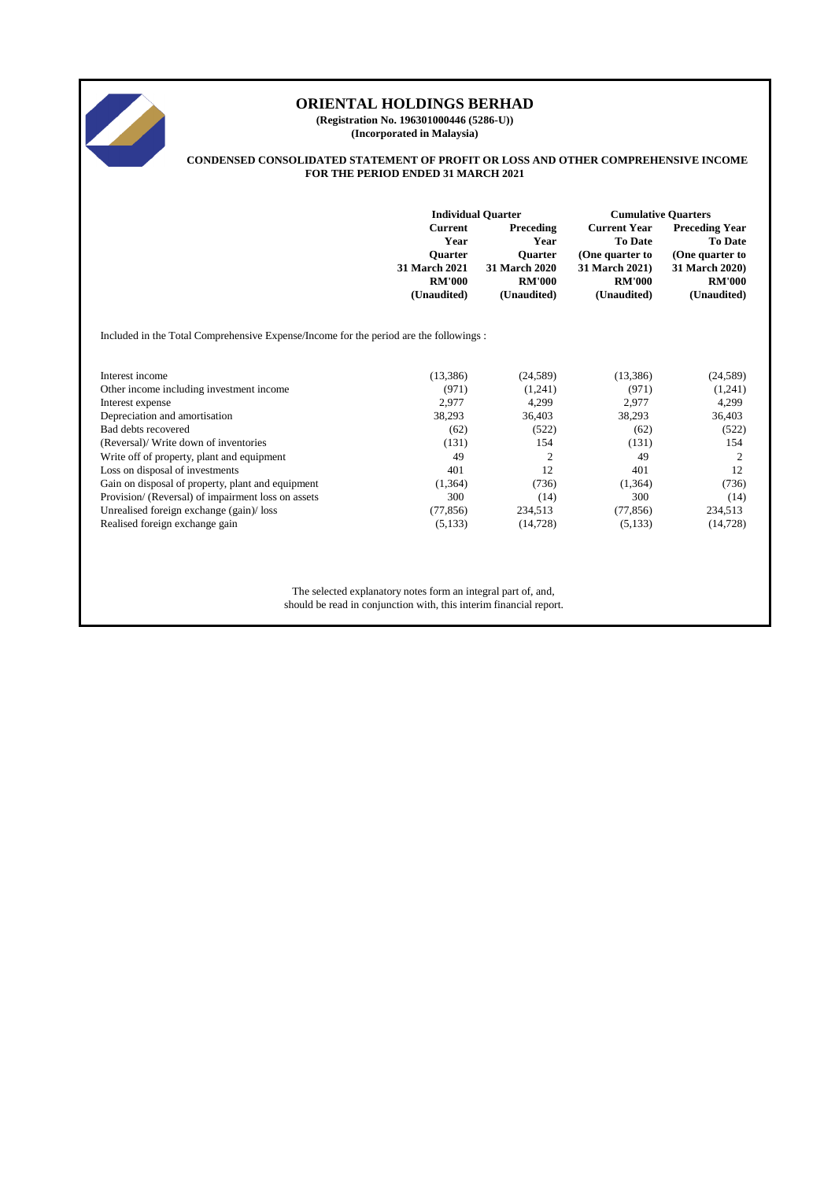# ORIENTAL HOLDINGS BERHAD

**(Registration No. 196301000446 (5286-U))**
**(Incorporated in Malaysia)**

## CONDENSED CONSOLIDATED STATEMENT OF PROFIT OR LOSS AND OTHER COMPREHENSIVE INCOME FOR THE PERIOD ENDED 31 MARCH 2021

| | Individual Quarter | | Cumulative Quarters | |
|---|---|---|---|---|
| | Current Year Quarter 31 March 2021 RM'000 (Unaudited) | Preceding Year Quarter 31 March 2020 RM'000 (Unaudited) | Current Year To Date (One quarter to 31 March 2021) RM'000 (Unaudited) | Preceding Year To Date (One quarter to 31 March 2020) RM'000 (Unaudited) |
| Included in the Total Comprehensive Expense/Income for the period are the followings : | | | | |
| Interest income | (13,386) | (24,589) | (13,386) | (24,589) |
| Other income including investment income | (971) | (1,241) | (971) | (1,241) |
| Interest expense | 2,977 | 4,299 | 2,977 | 4,299 |
| Depreciation and amortisation | 38,293 | 36,403 | 38,293 | 36,403 |
| Bad debts recovered | (62) | (522) | (62) | (522) |
| (Reversal)/ Write down of inventories | (131) | 154 | (131) | 154 |
| Write off of property, plant and equipment | 49 | 2 | 49 | 2 |
| Loss on disposal of investments | 401 | 12 | 401 | 12 |
| Gain on disposal of property, plant and equipment | (1,364) | (736) | (1,364) | (736) |
| Provision/ (Reversal) of impairment loss on assets | 300 | (14) | 300 | (14) |
| Unrealised foreign exchange (gain)/ loss | (77,856) | 234,513 | (77,856) | 234,513 |
| Realised foreign exchange gain | (5,133) | (14,728) | (5,133) | (14,728) |

The selected explanatory notes form an integral part of, and, should be read in conjunction with, this interim financial report.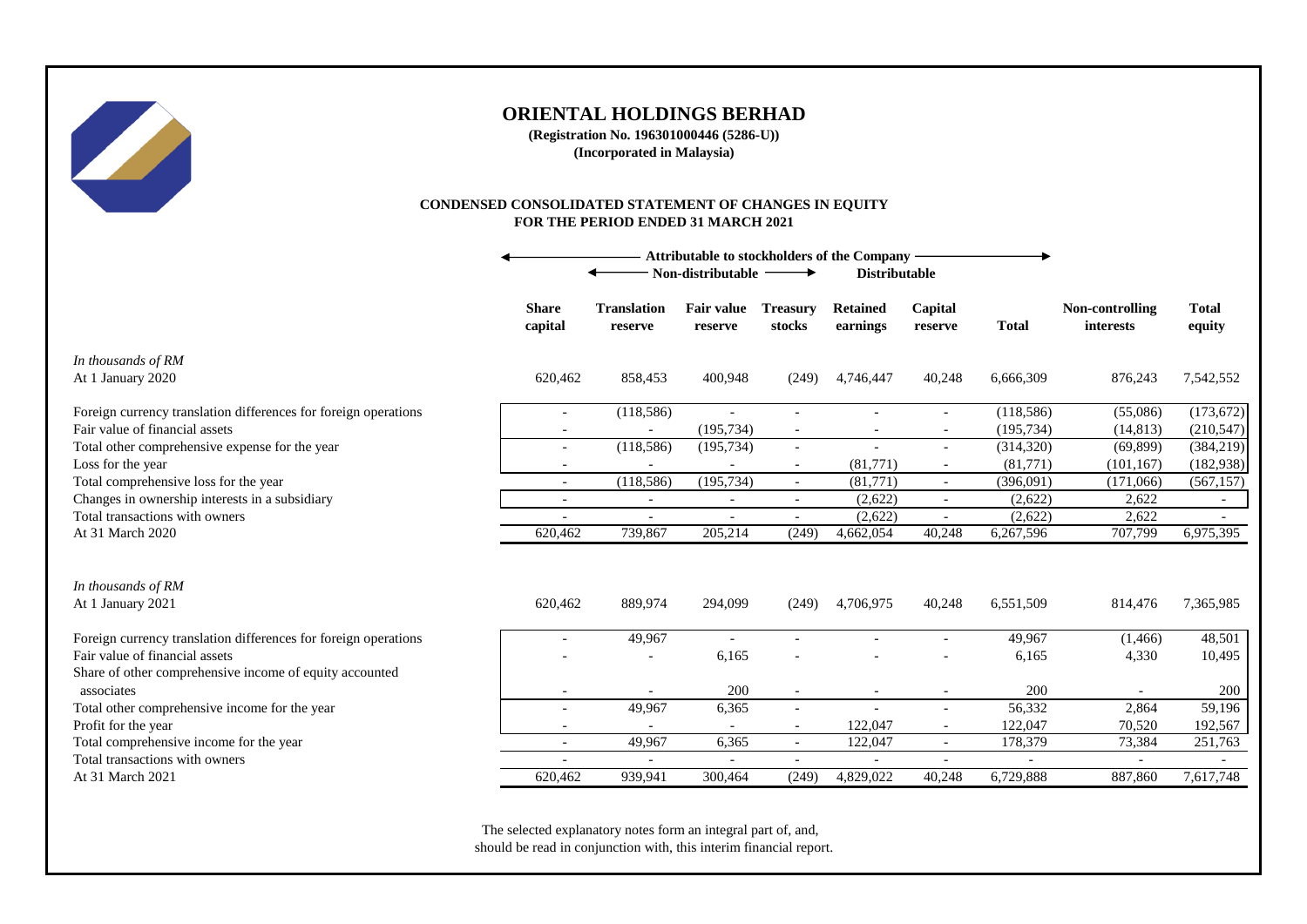# ORIENTAL HOLDINGS BERHAD

**(Registration No. 196301000446 (5286-U))**
**(Incorporated in Malaysia)**

## CONDENSED CONSOLIDATED STATEMENT OF CHANGES IN EQUITY
## FOR THE PERIOD ENDED 31 MARCH 2021

| | Attributable to stockholders of the Company | | | | | | | | |
|---|---|---|---|---|---|---|---|---|---|
| | | Non-distributable | | | Distributable | | | | |
| | **Share capital** | **Translation reserve** | **Fair value reserve** | **Treasury stocks** | **Retained earnings** | **Capital reserve** | **Total** | **Non-controlling interests** | **Total equity** |
| *In thousands of RM* | | | | | | | | | |
| At 1 January 2020 | 620,462 | 858,453 | 400,948 | (249) | 4,746,447 | 40,248 | 6,666,309 | 876,243 | 7,542,552 |
| Foreign currency translation differences for foreign operations | - | (118,586) | - | - | - | - | (118,586) | (55,086) | (173,672) |
| Fair value of financial assets | - | - | (195,734) | - | - | - | (195,734) | (14,813) | (210,547) |
| Total other comprehensive expense for the year | - | (118,586) | (195,734) | - | - | - | (314,320) | (69,899) | (384,219) |
| Loss for the year | - | - | - | - | (81,771) | - | (81,771) | (101,167) | (182,938) |
| Total comprehensive loss for the year | - | (118,586) | (195,734) | - | (81,771) | - | (396,091) | (171,066) | (567,157) |
| Changes in ownership interests in a subsidiary | - | - | - | - | (2,622) | - | (2,622) | 2,622 | - |
| Total transactions with owners | - | - | - | - | (2,622) | - | (2,622) | 2,622 | - |
| At 31 March 2020 | 620,462 | 739,867 | 205,214 | (249) | 4,662,054 | 40,248 | 6,267,596 | 707,799 | 6,975,395 |
| | | | | | | | | | |
| *In thousands of RM* | | | | | | | | | |
| At 1 January 2021 | 620,462 | 889,974 | 294,099 | (249) | 4,706,975 | 40,248 | 6,551,509 | 814,476 | 7,365,985 |
| Foreign currency translation differences for foreign operations | - | 49,967 | - | - | - | - | 49,967 | (1,466) | 48,501 |
| Fair value of financial assets | - | - | 6,165 | - | - | - | 6,165 | 4,330 | 10,495 |
| Share of other comprehensive income of equity accounted associates | - | - | 200 | - | - | - | 200 | - | 200 |
| Total other comprehensive income for the year | - | 49,967 | 6,365 | - | - | - | 56,332 | 2,864 | 59,196 |
| Profit for the year | - | - | - | - | 122,047 | - | 122,047 | 70,520 | 192,567 |
| Total comprehensive income for the year | - | 49,967 | 6,365 | - | 122,047 | - | 178,379 | 73,384 | 251,763 |
| Total transactions with owners | - | - | - | - | - | - | - | - | - |
| At 31 March 2021 | 620,462 | 939,941 | 300,464 | (249) | 4,829,022 | 40,248 | 6,729,888 | 887,860 | 7,617,748 |

The selected explanatory notes form an integral part of, and, should be read in conjunction with, this interim financial report.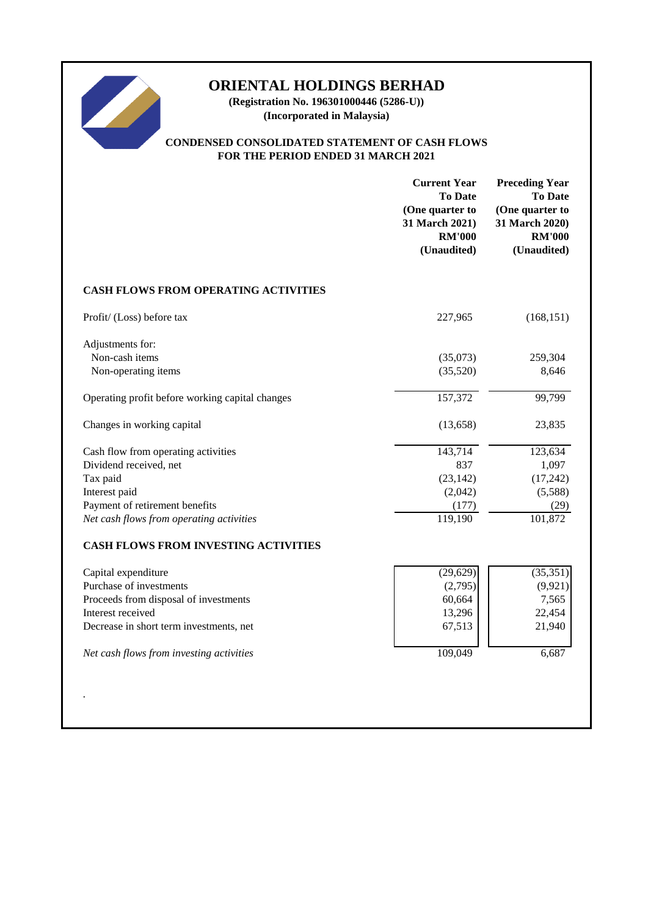# ORIENTAL HOLDINGS BERHAD

**(Registration No. 196301000446 (5286-U))**
**(Incorporated in Malaysia)**

## CONDENSED CONSOLIDATED STATEMENT OF CASH FLOWS FOR THE PERIOD ENDED 31 MARCH 2021

| | Current Year To Date (One quarter to 31 March 2021) RM'000 (Unaudited) | Preceding Year To Date (One quarter to 31 March 2020) RM'000 (Unaudited) |
|---|---|---|
| **CASH FLOWS FROM OPERATING ACTIVITIES** | | |
| Profit/ (Loss) before tax | 227,965 | (168,151) |
| Adjustments for: | | |
| Non-cash items | (35,073) | 259,304 |
| Non-operating items | (35,520) | 8,646 |
| Operating profit before working capital changes | 157,372 | 99,799 |
| Changes in working capital | (13,658) | 23,835 |
| Cash flow from operating activities | 143,714 | 123,634 |
| Dividend received, net | 837 | 1,097 |
| Tax paid | (23,142) | (17,242) |
| Interest paid | (2,042) | (5,588) |
| Payment of retirement benefits | (177) | (29) |
| *Net cash flows from operating activities* | 119,190 | 101,872 |
| **CASH FLOWS FROM INVESTING ACTIVITIES** | | |
| Capital expenditure | (29,629) | (35,351) |
| Purchase of investments | (2,795) | (9,921) |
| Proceeds from disposal of investments | 60,664 | 7,565 |
| Interest received | 13,296 | 22,454 |
| Decrease in short term investments, net | 67,513 | 21,940 |
| *Net cash flows from investing activities* | 109,049 | 6,687 |

.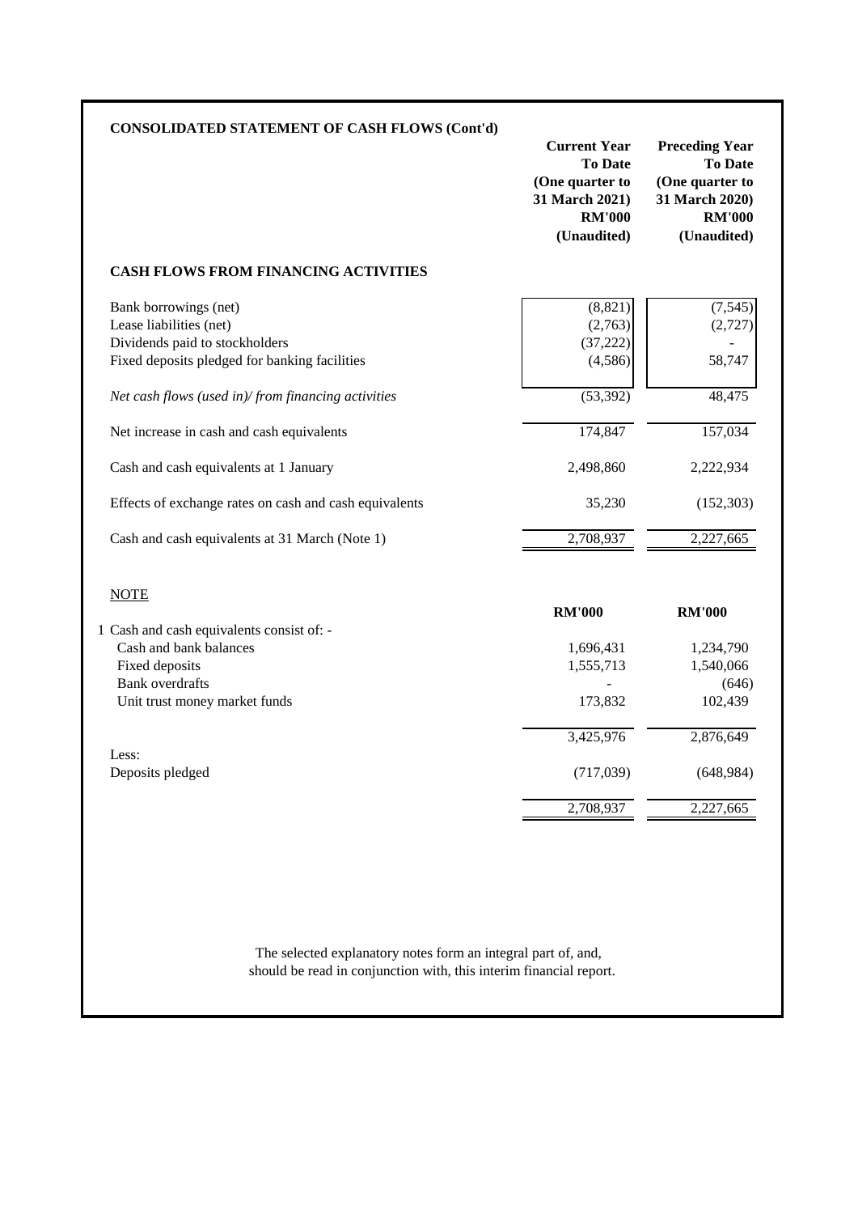## CONSOLIDATED STATEMENT OF CASH FLOWS (Cont'd)

| | Current Year To Date (One quarter to 31 March 2021) RM'000 (Unaudited) | Preceding Year To Date (One quarter to 31 March 2020) RM'000 (Unaudited) |
|---|---|---|
| **CASH FLOWS FROM FINANCING ACTIVITIES** | | |
| Bank borrowings (net) | (8,821) | (7,545) |
| Lease liabilities (net) | (2,763) | (2,727) |
| Dividends paid to stockholders | (37,222) | - |
| Fixed deposits pledged for banking facilities | (4,586) | 58,747 |
| *Net cash flows (used in)/ from financing activities* | (53,392) | 48,475 |
| Net increase in cash and cash equivalents | 174,847 | 157,034 |
| Cash and cash equivalents at 1 January | 2,498,860 | 2,222,934 |
| Effects of exchange rates on cash and cash equivalents | 35,230 | (152,303) |
| Cash and cash equivalents at 31 March (Note 1) | 2,708,937 | 2,227,665 |

NOTE

| | RM'000 | RM'000 |
|---|---|---|
| 1 Cash and cash equivalents consist of: - | | |
| Cash and bank balances | 1,696,431 | 1,234,790 |
| Fixed deposits | 1,555,713 | 1,540,066 |
| Bank overdrafts | - | (646) |
| Unit trust money market funds | 173,832 | 102,439 |
| | 3,425,976 | 2,876,649 |
| Less: | | |
| Deposits pledged | (717,039) | (648,984) |
| | 2,708,937 | 2,227,665 |

The selected explanatory notes form an integral part of, and, should be read in conjunction with, this interim financial report.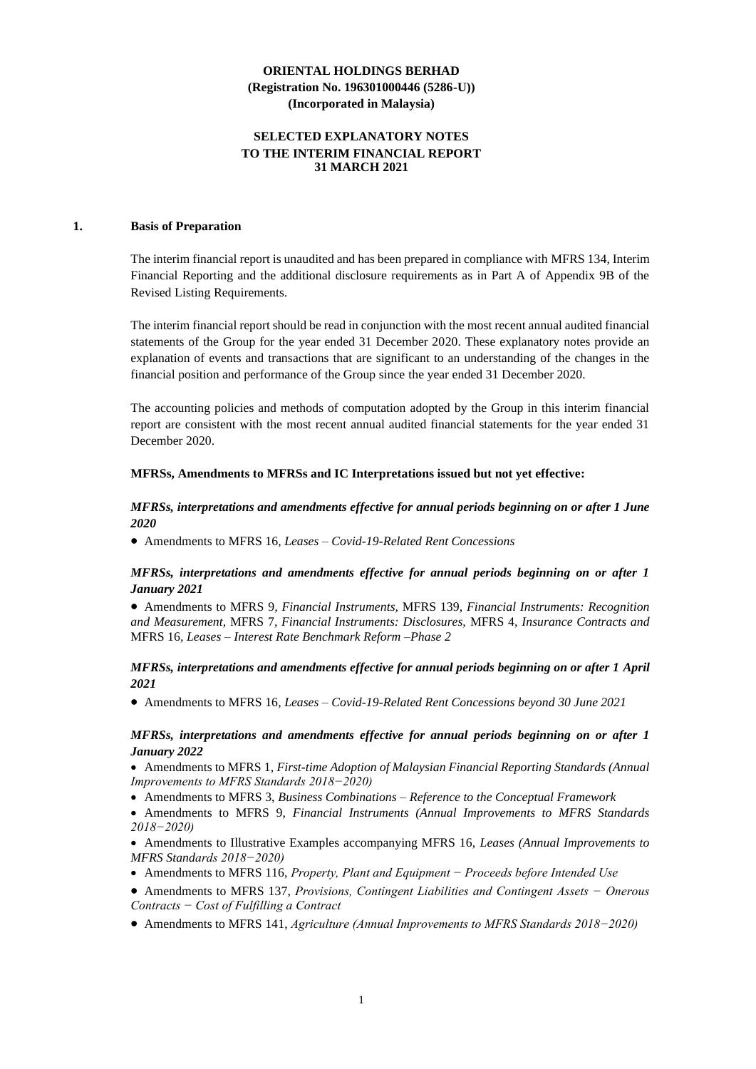**ORIENTAL HOLDINGS BERHAD**
**(Registration No. 196301000446 (5286-U))**
**(Incorporated in Malaysia)**

**SELECTED EXPLANATORY NOTES**
**TO THE INTERIM FINANCIAL REPORT**
**31 MARCH 2021**

## 1. Basis of Preparation

The interim financial report is unaudited and has been prepared in compliance with MFRS 134, Interim Financial Reporting and the additional disclosure requirements as in Part A of Appendix 9B of the Revised Listing Requirements.

The interim financial report should be read in conjunction with the most recent annual audited financial statements of the Group for the year ended 31 December 2020. These explanatory notes provide an explanation of events and transactions that are significant to an understanding of the changes in the financial position and performance of the Group since the year ended 31 December 2020.

The accounting policies and methods of computation adopted by the Group in this interim financial report are consistent with the most recent annual audited financial statements for the year ended 31 December 2020.

**MFRSs, Amendments to MFRSs and IC Interpretations issued but not yet effective:**

***MFRSs, interpretations and amendments effective for annual periods beginning on or after 1 June 2020***

- Amendments to MFRS 16, *Leases – Covid-19-Related Rent Concessions*

***MFRSs, interpretations and amendments effective for annual periods beginning on or after 1 January 2021***

- Amendments to MFRS 9, *Financial Instruments,* MFRS 139, *Financial Instruments: Recognition and Measurement,* MFRS 7, *Financial Instruments: Disclosures,* MFRS 4, *Insurance Contracts and* MFRS 16, *Leases – Interest Rate Benchmark Reform –Phase 2*

***MFRSs, interpretations and amendments effective for annual periods beginning on or after 1 April 2021***

- Amendments to MFRS 16, *Leases – Covid-19-Related Rent Concessions beyond 30 June 2021*

***MFRSs, interpretations and amendments effective for annual periods beginning on or after 1 January 2022***

- Amendments to MFRS 1, *First-time Adoption of Malaysian Financial Reporting Standards (Annual Improvements to MFRS Standards 2018−2020)*
- Amendments to MFRS 3, *Business Combinations – Reference to the Conceptual Framework*
- Amendments to MFRS 9, *Financial Instruments (Annual Improvements to MFRS Standards 2018−2020)*
- Amendments to Illustrative Examples accompanying MFRS 16, *Leases (Annual Improvements to MFRS Standards 2018−2020)*
- Amendments to MFRS 116, *Property, Plant and Equipment − Proceeds before Intended Use*
- Amendments to MFRS 137, *Provisions, Contingent Liabilities and Contingent Assets − Onerous Contracts − Cost of Fulfilling a Contract*
- Amendments to MFRS 141, *Agriculture (Annual Improvements to MFRS Standards 2018−2020)*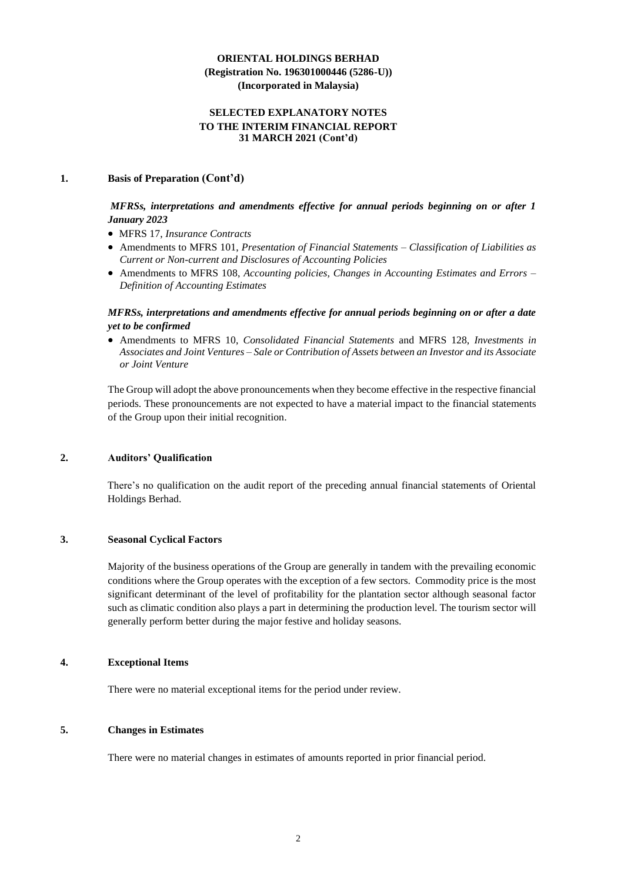**ORIENTAL HOLDINGS BERHAD**
**(Registration No. 196301000446 (5286-U))**
**(Incorporated in Malaysia)**

**SELECTED EXPLANATORY NOTES**
**TO THE INTERIM FINANCIAL REPORT**
**31 MARCH 2021 (Cont'd)**

## 1. Basis of Preparation (Cont'd)

***MFRSs, interpretations and amendments effective for annual periods beginning on or after 1 January 2023***

- MFRS 17, *Insurance Contracts*
- Amendments to MFRS 101, *Presentation of Financial Statements – Classification of Liabilities as Current or Non-current and Disclosures of Accounting Policies*
- Amendments to MFRS 108, *Accounting policies, Changes in Accounting Estimates and Errors – Definition of Accounting Estimates*

***MFRSs, interpretations and amendments effective for annual periods beginning on or after a date yet to be confirmed***

- Amendments to MFRS 10, *Consolidated Financial Statements* and MFRS 128, *Investments in Associates and Joint Ventures – Sale or Contribution of Assets between an Investor and its Associate or Joint Venture*

The Group will adopt the above pronouncements when they become effective in the respective financial periods. These pronouncements are not expected to have a material impact to the financial statements of the Group upon their initial recognition.

## 2. Auditors' Qualification

There's no qualification on the audit report of the preceding annual financial statements of Oriental Holdings Berhad.

## 3. Seasonal Cyclical Factors

Majority of the business operations of the Group are generally in tandem with the prevailing economic conditions where the Group operates with the exception of a few sectors. Commodity price is the most significant determinant of the level of profitability for the plantation sector although seasonal factor such as climatic condition also plays a part in determining the production level. The tourism sector will generally perform better during the major festive and holiday seasons.

## 4. Exceptional Items

There were no material exceptional items for the period under review.

## 5. Changes in Estimates

There were no material changes in estimates of amounts reported in prior financial period.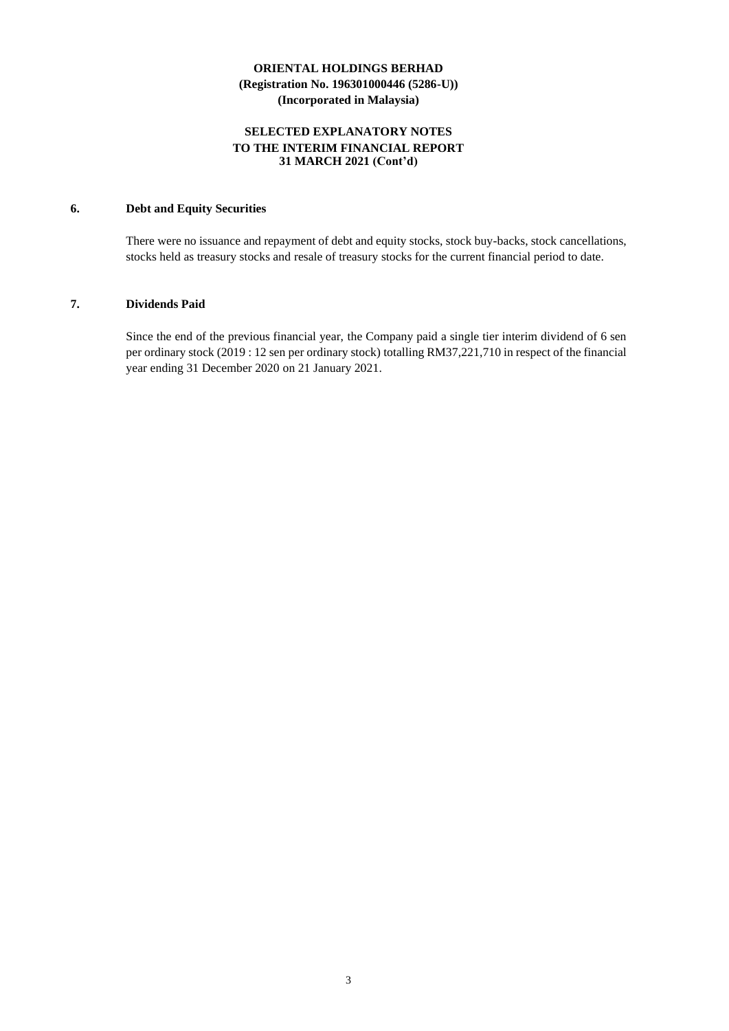**ORIENTAL HOLDINGS BERHAD**
**(Registration No. 196301000446 (5286-U))**
**(Incorporated in Malaysia)**

**SELECTED EXPLANATORY NOTES**
**TO THE INTERIM FINANCIAL REPORT**
**31 MARCH 2021 (Cont'd)**

## 6. Debt and Equity Securities

There were no issuance and repayment of debt and equity stocks, stock buy-backs, stock cancellations, stocks held as treasury stocks and resale of treasury stocks for the current financial period to date.

## 7. Dividends Paid

Since the end of the previous financial year, the Company paid a single tier interim dividend of 6 sen per ordinary stock (2019 : 12 sen per ordinary stock) totalling RM37,221,710 in respect of the financial year ending 31 December 2020 on 21 January 2021.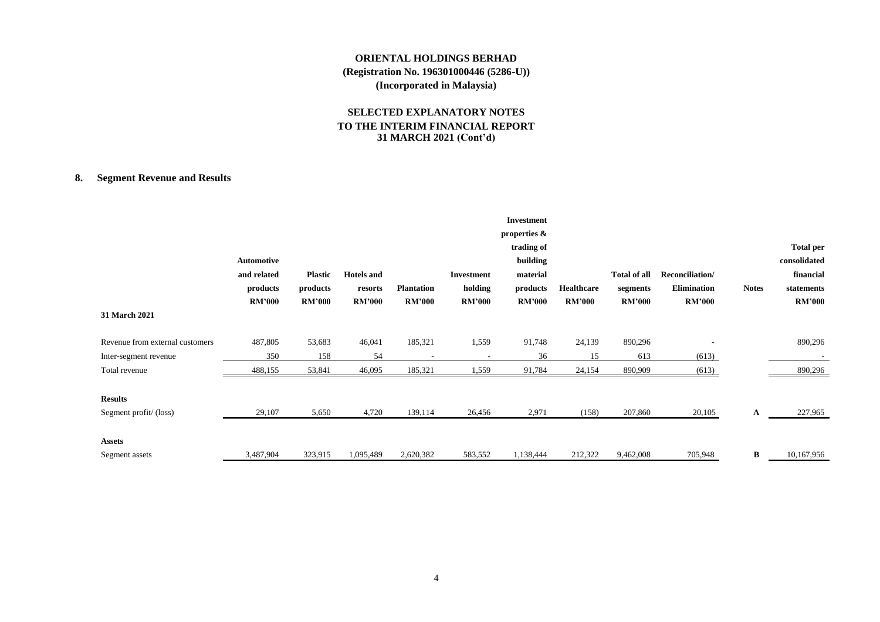**ORIENTAL HOLDINGS BERHAD**
**(Registration No. 196301000446 (5286-U))**
**(Incorporated in Malaysia)**

**SELECTED EXPLANATORY NOTES**
**TO THE INTERIM FINANCIAL REPORT**
**31 MARCH 2021 (Cont'd)**

## 8. Segment Revenue and Results

| | Automotive and related products RM'000 | Plastic products RM'000 | Hotels and resorts RM'000 | Plantation RM'000 | Investment holding RM'000 | Investment properties & trading of building material products RM'000 | Healthcare RM'000 | Total of all segments RM'000 | Reconciliation/ Elimination RM'000 | Notes | Total per consolidated financial statements RM'000 |
|---|---|---|---|---|---|---|---|---|---|---|---|
| **31 March 2021** | | | | | | | | | | | |
| Revenue from external customers | 487,805 | 53,683 | 46,041 | 185,321 | 1,559 | 91,748 | 24,139 | 890,296 | - | | 890,296 |
| Inter-segment revenue | 350 | 158 | 54 | - | - | 36 | 15 | 613 | (613) | | - |
| Total revenue | 488,155 | 53,841 | 46,095 | 185,321 | 1,559 | 91,784 | 24,154 | 890,909 | (613) | | 890,296 |
| **Results** | | | | | | | | | | | |
| Segment profit/ (loss) | 29,107 | 5,650 | 4,720 | 139,114 | 26,456 | 2,971 | (158) | 207,860 | 20,105 | A | 227,965 |
| **Assets** | | | | | | | | | | | |
| Segment assets | 3,487,904 | 323,915 | 1,095,489 | 2,620,382 | 583,552 | 1,138,444 | 212,322 | 9,462,008 | 705,948 | B | 10,167,956 |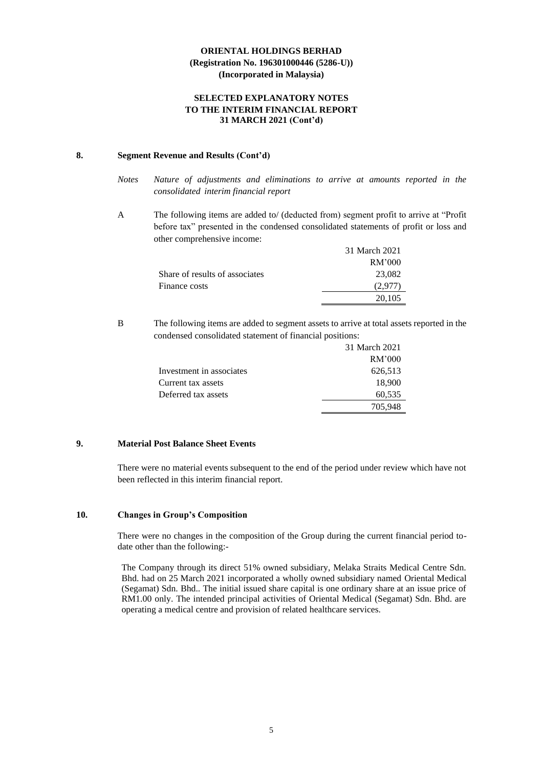**ORIENTAL HOLDINGS BERHAD**
**(Registration No. 196301000446 (5286-U))**
**(Incorporated in Malaysia)**

**SELECTED EXPLANATORY NOTES**
**TO THE INTERIM FINANCIAL REPORT**
**31 MARCH 2021 (Cont'd)**

## 8. Segment Revenue and Results (Cont'd)

*Notes* *Nature of adjustments and eliminations to arrive at amounts reported in the consolidated interim financial report*

A The following items are added to/ (deducted from) segment profit to arrive at "Profit before tax" presented in the condensed consolidated statements of profit or loss and other comprehensive income:

| | 31 March 2021 |
|---|---|
| | RM'000 |
| Share of results of associates | 23,082 |
| Finance costs | (2,977) |
| | 20,105 |

B The following items are added to segment assets to arrive at total assets reported in the condensed consolidated statement of financial positions:

| | 31 March 2021 |
|---|---|
| | RM'000 |
| Investment in associates | 626,513 |
| Current tax assets | 18,900 |
| Deferred tax assets | 60,535 |
| | 705,948 |

## 9. Material Post Balance Sheet Events

There were no material events subsequent to the end of the period under review which have not been reflected in this interim financial report.

## 10. Changes in Group's Composition

There were no changes in the composition of the Group during the current financial period to-date other than the following:-

The Company through its direct 51% owned subsidiary, Melaka Straits Medical Centre Sdn. Bhd. had on 25 March 2021 incorporated a wholly owned subsidiary named Oriental Medical (Segamat) Sdn. Bhd.. The initial issued share capital is one ordinary share at an issue price of RM1.00 only. The intended principal activities of Oriental Medical (Segamat) Sdn. Bhd. are operating a medical centre and provision of related healthcare services.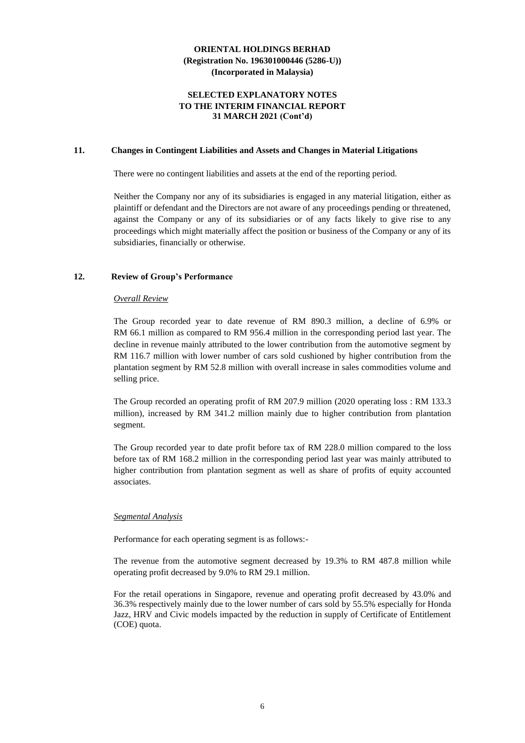## 11. Changes in Contingent Liabilities and Assets and Changes in Material Litigations

There were no contingent liabilities and assets at the end of the reporting period.

Neither the Company nor any of its subsidiaries is engaged in any material litigation, either as plaintiff or defendant and the Directors are not aware of any proceedings pending or threatened, against the Company or any of its subsidiaries or of any facts likely to give rise to any proceedings which might materially affect the position or business of the Company or any of its subsidiaries, financially or otherwise.

## 12. Review of Group's Performance

*Overall Review*

The Group recorded year to date revenue of RM 890.3 million, a decline of 6.9% or RM 66.1 million as compared to RM 956.4 million in the corresponding period last year. The decline in revenue mainly attributed to the lower contribution from the automotive segment by RM 116.7 million with lower number of cars sold cushioned by higher contribution from the plantation segment by RM 52.8 million with overall increase in sales commodities volume and selling price.

The Group recorded an operating profit of RM 207.9 million (2020 operating loss : RM 133.3 million), increased by RM 341.2 million mainly due to higher contribution from plantation segment.

The Group recorded year to date profit before tax of RM 228.0 million compared to the loss before tax of RM 168.2 million in the corresponding period last year was mainly attributed to higher contribution from plantation segment as well as share of profits of equity accounted associates.

*Segmental Analysis*

Performance for each operating segment is as follows:-

The revenue from the automotive segment decreased by 19.3% to RM 487.8 million while operating profit decreased by 9.0% to RM 29.1 million.

For the retail operations in Singapore, revenue and operating profit decreased by 43.0% and 36.3% respectively mainly due to the lower number of cars sold by 55.5% especially for Honda Jazz, HRV and Civic models impacted by the reduction in supply of Certificate of Entitlement (COE) quota.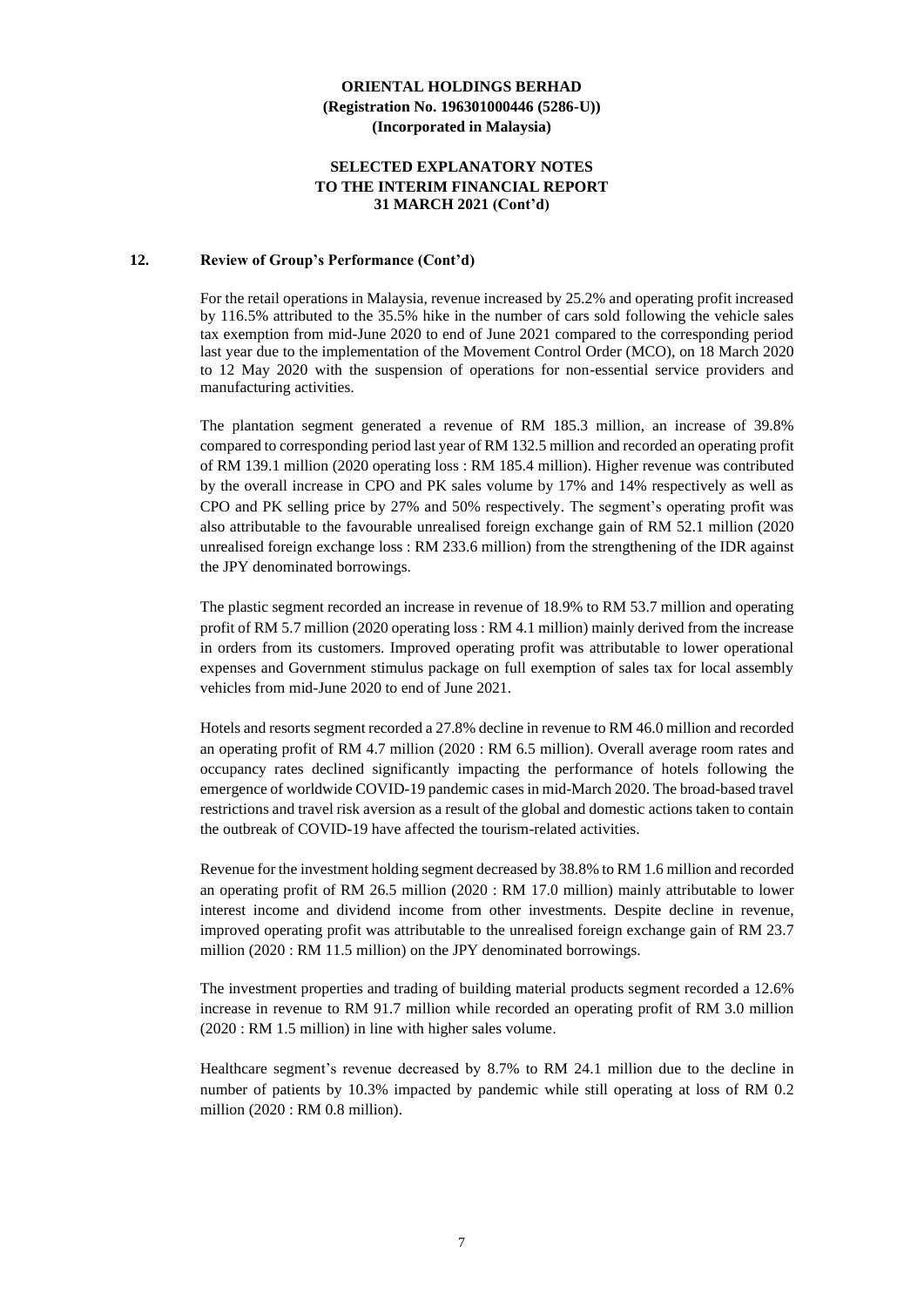## 12. Review of Group's Performance (Cont'd)

For the retail operations in Malaysia, revenue increased by 25.2% and operating profit increased by 116.5% attributed to the 35.5% hike in the number of cars sold following the vehicle sales tax exemption from mid-June 2020 to end of June 2021 compared to the corresponding period last year due to the implementation of the Movement Control Order (MCO), on 18 March 2020 to 12 May 2020 with the suspension of operations for non-essential service providers and manufacturing activities.

The plantation segment generated a revenue of RM 185.3 million, an increase of 39.8% compared to corresponding period last year of RM 132.5 million and recorded an operating profit of RM 139.1 million (2020 operating loss : RM 185.4 million). Higher revenue was contributed by the overall increase in CPO and PK sales volume by 17% and 14% respectively as well as CPO and PK selling price by 27% and 50% respectively. The segment's operating profit was also attributable to the favourable unrealised foreign exchange gain of RM 52.1 million (2020 unrealised foreign exchange loss : RM 233.6 million) from the strengthening of the IDR against the JPY denominated borrowings.

The plastic segment recorded an increase in revenue of 18.9% to RM 53.7 million and operating profit of RM 5.7 million (2020 operating loss : RM 4.1 million) mainly derived from the increase in orders from its customers. Improved operating profit was attributable to lower operational expenses and Government stimulus package on full exemption of sales tax for local assembly vehicles from mid-June 2020 to end of June 2021.

Hotels and resorts segment recorded a 27.8% decline in revenue to RM 46.0 million and recorded an operating profit of RM 4.7 million (2020 : RM 6.5 million). Overall average room rates and occupancy rates declined significantly impacting the performance of hotels following the emergence of worldwide COVID-19 pandemic cases in mid-March 2020. The broad-based travel restrictions and travel risk aversion as a result of the global and domestic actions taken to contain the outbreak of COVID-19 have affected the tourism-related activities.

Revenue for the investment holding segment decreased by 38.8% to RM 1.6 million and recorded an operating profit of RM 26.5 million (2020 : RM 17.0 million) mainly attributable to lower interest income and dividend income from other investments. Despite decline in revenue, improved operating profit was attributable to the unrealised foreign exchange gain of RM 23.7 million (2020 : RM 11.5 million) on the JPY denominated borrowings.

The investment properties and trading of building material products segment recorded a 12.6% increase in revenue to RM 91.7 million while recorded an operating profit of RM 3.0 million (2020 : RM 1.5 million) in line with higher sales volume.

Healthcare segment's revenue decreased by 8.7% to RM 24.1 million due to the decline in number of patients by 10.3% impacted by pandemic while still operating at loss of RM 0.2 million (2020 : RM 0.8 million).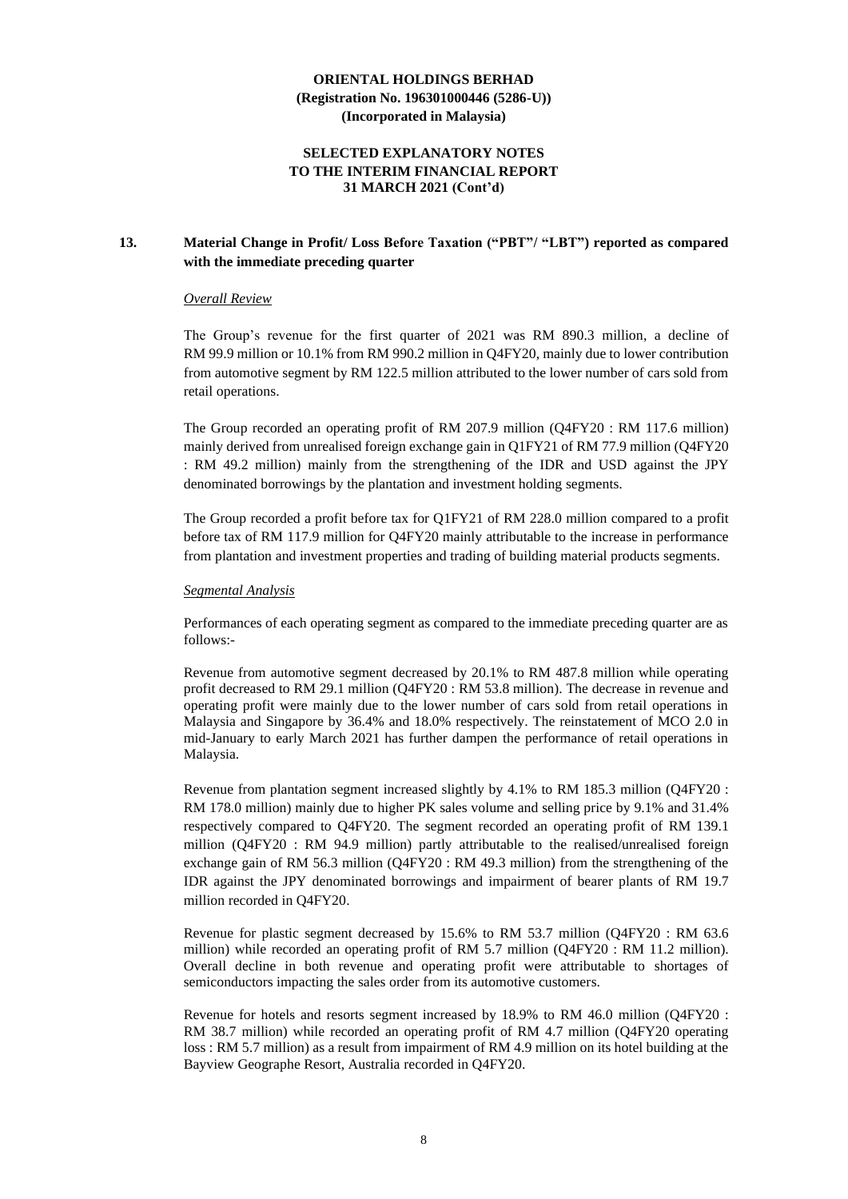**ORIENTAL HOLDINGS BERHAD**
**(Registration No. 196301000446 (5286-U))**
**(Incorporated in Malaysia)**

**SELECTED EXPLANATORY NOTES**
**TO THE INTERIM FINANCIAL REPORT**
**31 MARCH 2021 (Cont'd)**

## 13. Material Change in Profit/ Loss Before Taxation ("PBT"/ "LBT") reported as compared with the immediate preceding quarter

*Overall Review*

The Group's revenue for the first quarter of 2021 was RM 890.3 million, a decline of RM 99.9 million or 10.1% from RM 990.2 million in Q4FY20, mainly due to lower contribution from automotive segment by RM 122.5 million attributed to the lower number of cars sold from retail operations.

The Group recorded an operating profit of RM 207.9 million (Q4FY20 : RM 117.6 million) mainly derived from unrealised foreign exchange gain in Q1FY21 of RM 77.9 million (Q4FY20 : RM 49.2 million) mainly from the strengthening of the IDR and USD against the JPY denominated borrowings by the plantation and investment holding segments.

The Group recorded a profit before tax for Q1FY21 of RM 228.0 million compared to a profit before tax of RM 117.9 million for Q4FY20 mainly attributable to the increase in performance from plantation and investment properties and trading of building material products segments.

*Segmental Analysis*

Performances of each operating segment as compared to the immediate preceding quarter are as follows:-

Revenue from automotive segment decreased by 20.1% to RM 487.8 million while operating profit decreased to RM 29.1 million (Q4FY20 : RM 53.8 million). The decrease in revenue and operating profit were mainly due to the lower number of cars sold from retail operations in Malaysia and Singapore by 36.4% and 18.0% respectively. The reinstatement of MCO 2.0 in mid-January to early March 2021 has further dampen the performance of retail operations in Malaysia.

Revenue from plantation segment increased slightly by 4.1% to RM 185.3 million (Q4FY20 : RM 178.0 million) mainly due to higher PK sales volume and selling price by 9.1% and 31.4% respectively compared to Q4FY20. The segment recorded an operating profit of RM 139.1 million (Q4FY20 : RM 94.9 million) partly attributable to the realised/unrealised foreign exchange gain of RM 56.3 million (Q4FY20 : RM 49.3 million) from the strengthening of the IDR against the JPY denominated borrowings and impairment of bearer plants of RM 19.7 million recorded in Q4FY20.

Revenue for plastic segment decreased by 15.6% to RM 53.7 million (Q4FY20 : RM 63.6 million) while recorded an operating profit of RM 5.7 million (Q4FY20 : RM 11.2 million). Overall decline in both revenue and operating profit were attributable to shortages of semiconductors impacting the sales order from its automotive customers.

Revenue for hotels and resorts segment increased by 18.9% to RM 46.0 million (Q4FY20 : RM 38.7 million) while recorded an operating profit of RM 4.7 million (Q4FY20 operating loss : RM 5.7 million) as a result from impairment of RM 4.9 million on its hotel building at the Bayview Geographe Resort, Australia recorded in Q4FY20.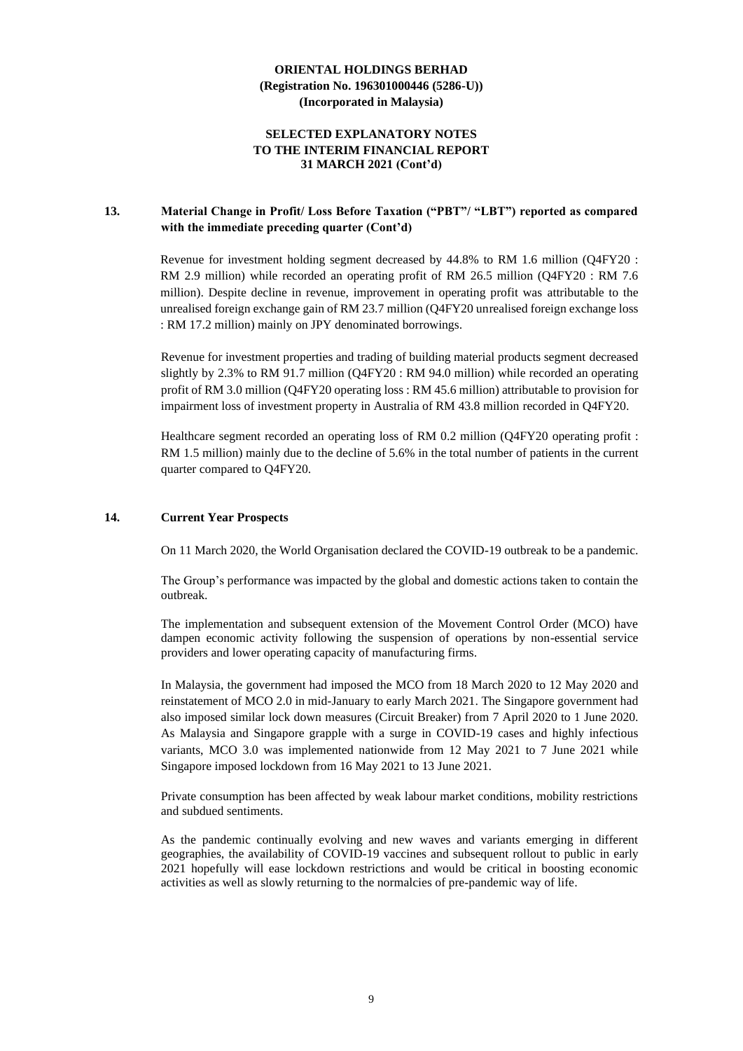**ORIENTAL HOLDINGS BERHAD**
**(Registration No. 196301000446 (5286-U))**
**(Incorporated in Malaysia)**

**SELECTED EXPLANATORY NOTES**
**TO THE INTERIM FINANCIAL REPORT**
**31 MARCH 2021 (Cont'd)**

## 13. Material Change in Profit/ Loss Before Taxation ("PBT"/ "LBT") reported as compared with the immediate preceding quarter (Cont'd)

Revenue for investment holding segment decreased by 44.8% to RM 1.6 million (Q4FY20 : RM 2.9 million) while recorded an operating profit of RM 26.5 million (Q4FY20 : RM 7.6 million). Despite decline in revenue, improvement in operating profit was attributable to the unrealised foreign exchange gain of RM 23.7 million (Q4FY20 unrealised foreign exchange loss : RM 17.2 million) mainly on JPY denominated borrowings.

Revenue for investment properties and trading of building material products segment decreased slightly by 2.3% to RM 91.7 million (Q4FY20 : RM 94.0 million) while recorded an operating profit of RM 3.0 million (Q4FY20 operating loss : RM 45.6 million) attributable to provision for impairment loss of investment property in Australia of RM 43.8 million recorded in Q4FY20.

Healthcare segment recorded an operating loss of RM 0.2 million (Q4FY20 operating profit : RM 1.5 million) mainly due to the decline of 5.6% in the total number of patients in the current quarter compared to Q4FY20.

## 14. Current Year Prospects

On 11 March 2020, the World Organisation declared the COVID-19 outbreak to be a pandemic.

The Group's performance was impacted by the global and domestic actions taken to contain the outbreak.

The implementation and subsequent extension of the Movement Control Order (MCO) have dampen economic activity following the suspension of operations by non-essential service providers and lower operating capacity of manufacturing firms.

In Malaysia, the government had imposed the MCO from 18 March 2020 to 12 May 2020 and reinstatement of MCO 2.0 in mid-January to early March 2021. The Singapore government had also imposed similar lock down measures (Circuit Breaker) from 7 April 2020 to 1 June 2020. As Malaysia and Singapore grapple with a surge in COVID-19 cases and highly infectious variants, MCO 3.0 was implemented nationwide from 12 May 2021 to 7 June 2021 while Singapore imposed lockdown from 16 May 2021 to 13 June 2021.

Private consumption has been affected by weak labour market conditions, mobility restrictions and subdued sentiments.

As the pandemic continually evolving and new waves and variants emerging in different geographies, the availability of COVID-19 vaccines and subsequent rollout to public in early 2021 hopefully will ease lockdown restrictions and would be critical in boosting economic activities as well as slowly returning to the normalcies of pre-pandemic way of life.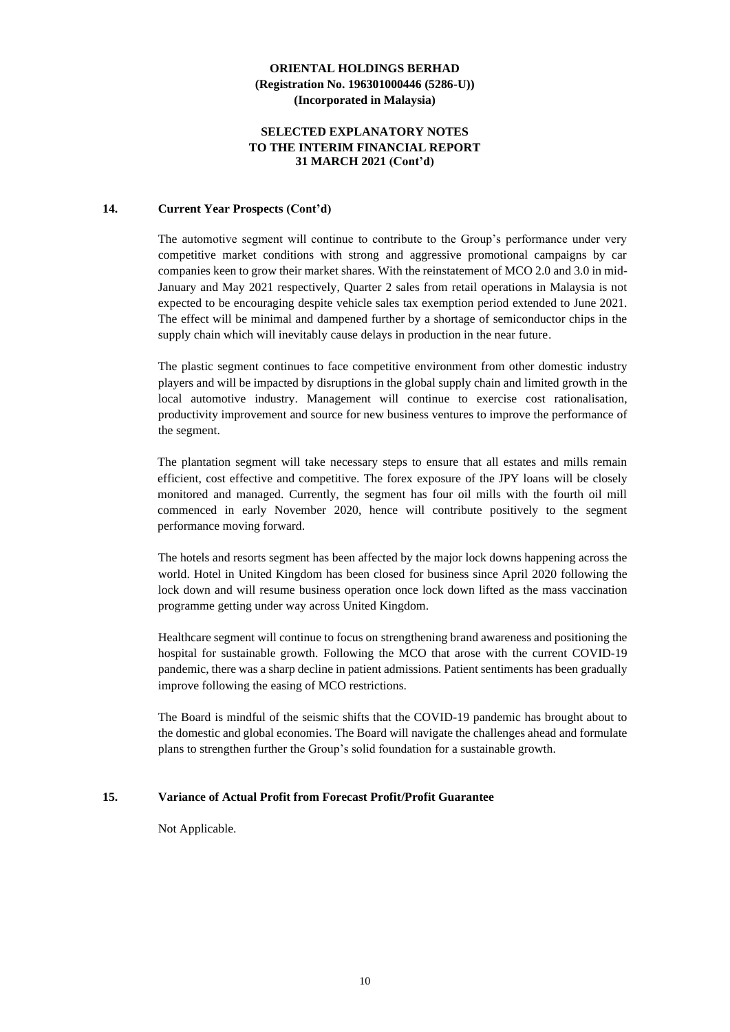**ORIENTAL HOLDINGS BERHAD**
**(Registration No. 196301000446 (5286-U))**
**(Incorporated in Malaysia)**

**SELECTED EXPLANATORY NOTES**
**TO THE INTERIM FINANCIAL REPORT**
**31 MARCH 2021 (Cont'd)**

## 14. Current Year Prospects (Cont'd)

The automotive segment will continue to contribute to the Group's performance under very competitive market conditions with strong and aggressive promotional campaigns by car companies keen to grow their market shares. With the reinstatement of MCO 2.0 and 3.0 in mid-January and May 2021 respectively, Quarter 2 sales from retail operations in Malaysia is not expected to be encouraging despite vehicle sales tax exemption period extended to June 2021. The effect will be minimal and dampened further by a shortage of semiconductor chips in the supply chain which will inevitably cause delays in production in the near future.

The plastic segment continues to face competitive environment from other domestic industry players and will be impacted by disruptions in the global supply chain and limited growth in the local automotive industry. Management will continue to exercise cost rationalisation, productivity improvement and source for new business ventures to improve the performance of the segment.

The plantation segment will take necessary steps to ensure that all estates and mills remain efficient, cost effective and competitive. The forex exposure of the JPY loans will be closely monitored and managed. Currently, the segment has four oil mills with the fourth oil mill commenced in early November 2020, hence will contribute positively to the segment performance moving forward.

The hotels and resorts segment has been affected by the major lock downs happening across the world. Hotel in United Kingdom has been closed for business since April 2020 following the lock down and will resume business operation once lock down lifted as the mass vaccination programme getting under way across United Kingdom.

Healthcare segment will continue to focus on strengthening brand awareness and positioning the hospital for sustainable growth. Following the MCO that arose with the current COVID-19 pandemic, there was a sharp decline in patient admissions. Patient sentiments has been gradually improve following the easing of MCO restrictions.

The Board is mindful of the seismic shifts that the COVID-19 pandemic has brought about to the domestic and global economies. The Board will navigate the challenges ahead and formulate plans to strengthen further the Group's solid foundation for a sustainable growth.

## 15. Variance of Actual Profit from Forecast Profit/Profit Guarantee

Not Applicable.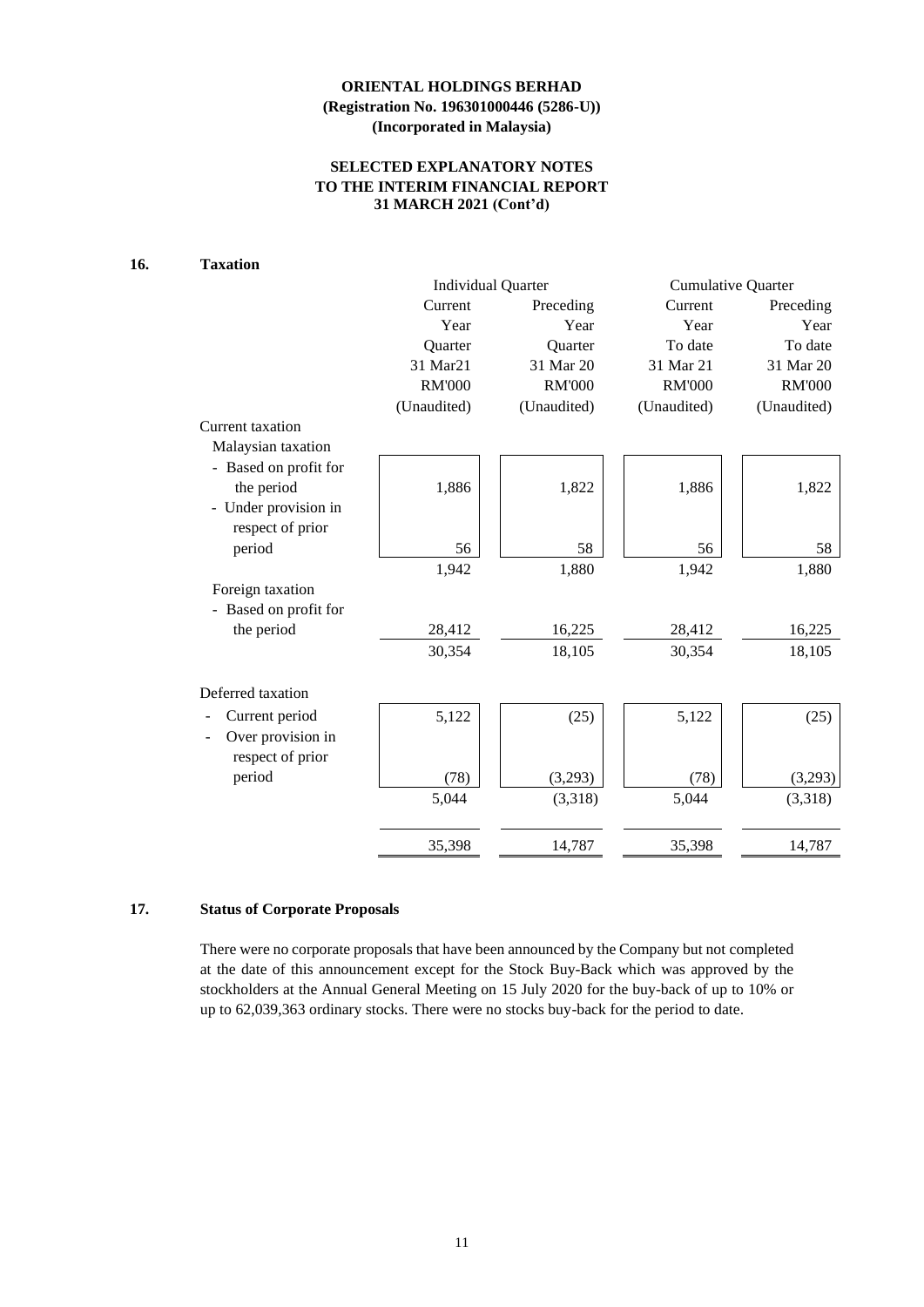**ORIENTAL HOLDINGS BERHAD**
**(Registration No. 196301000446 (5286-U))**
**(Incorporated in Malaysia)**

**SELECTED EXPLANATORY NOTES**
**TO THE INTERIM FINANCIAL REPORT**
**31 MARCH 2021 (Cont'd)**

## 16. Taxation

| | Individual Quarter | | Cumulative Quarter | |
|---|---|---|---|---|
| | Current Year Quarter 31 Mar21 RM'000 (Unaudited) | Preceding Year Quarter 31 Mar 20 RM'000 (Unaudited) | Current Year To date 31 Mar 21 RM'000 (Unaudited) | Preceding Year To date 31 Mar 20 RM'000 (Unaudited) |
| Current taxation | | | | |
| Malaysian taxation | | | | |
| - Based on profit for the period | 1,886 | 1,822 | 1,886 | 1,822 |
| - Under provision in respect of prior period | 56 | 58 | 56 | 58 |
| | 1,942 | 1,880 | 1,942 | 1,880 |
| Foreign taxation | | | | |
| - Based on profit for the period | 28,412 | 16,225 | 28,412 | 16,225 |
| | 30,354 | 18,105 | 30,354 | 18,105 |
| Deferred taxation | | | | |
| - Current period | 5,122 | (25) | 5,122 | (25) |
| - Over provision in respect of prior period | (78) | (3,293) | (78) | (3,293) |
| | 5,044 | (3,318) | 5,044 | (3,318) |
| | 35,398 | 14,787 | 35,398 | 14,787 |

## 17. Status of Corporate Proposals

There were no corporate proposals that have been announced by the Company but not completed at the date of this announcement except for the Stock Buy-Back which was approved by the stockholders at the Annual General Meeting on 15 July 2020 for the buy-back of up to 10% or up to 62,039,363 ordinary stocks. There were no stocks buy-back for the period to date.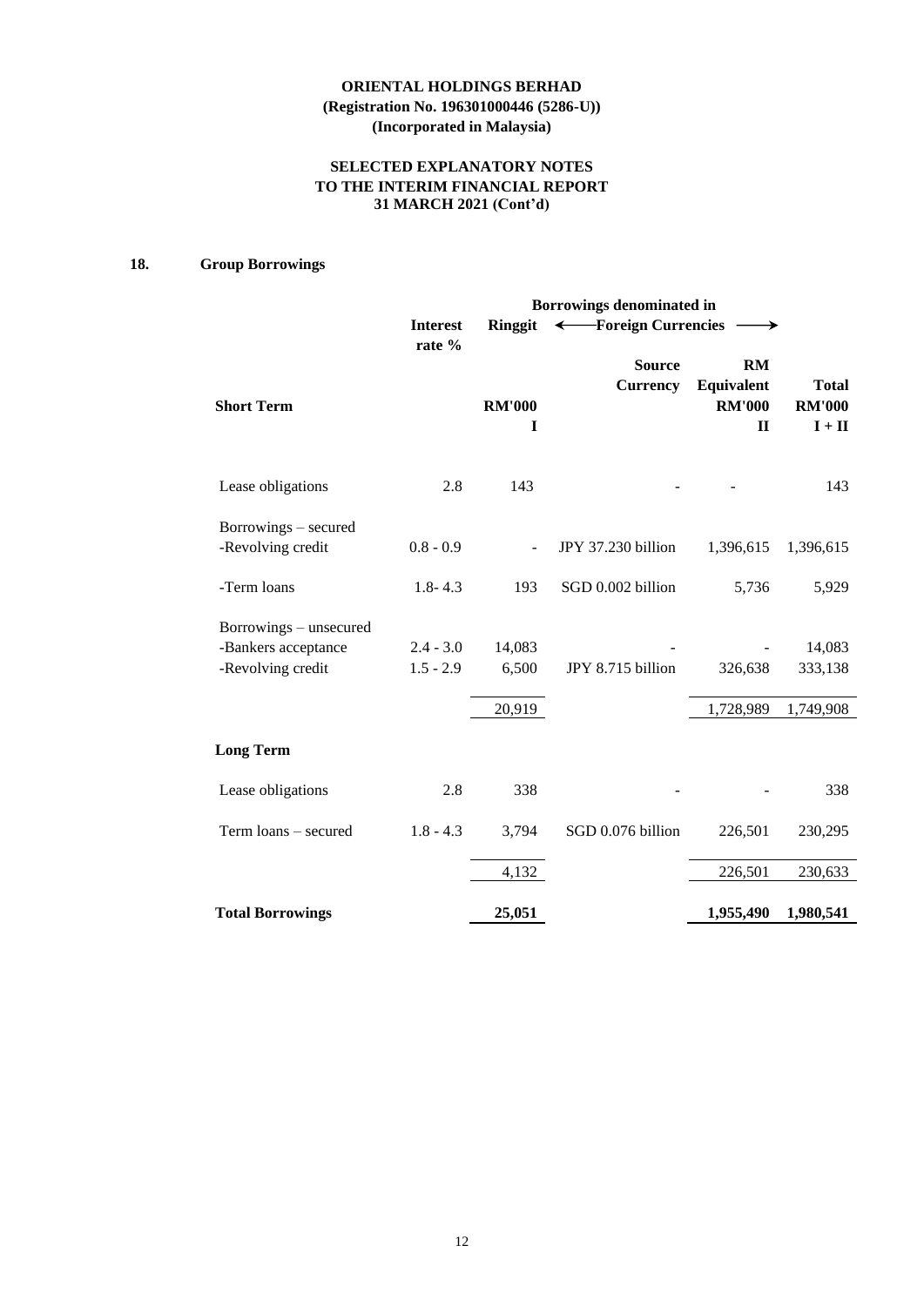**ORIENTAL HOLDINGS BERHAD**
**(Registration No. 196301000446 (5286-U))**
**(Incorporated in Malaysia)**

**SELECTED EXPLANATORY NOTES**
**TO THE INTERIM FINANCIAL REPORT**
**31 MARCH 2021 (Cont'd)**

## 18. Group Borrowings

| | | Borrowings denominated in | | | |
|---|---|---|---|---|---|
| | Interest rate % | Ringgit | ← Foreign Currencies → | | |
| **Short Term** | | **RM'000** I | **Source Currency** | **RM Equivalent RM'000** II | **Total RM'000** I + II |
| Lease obligations | 2.8 | 143 | - | - | 143 |
| Borrowings – secured | | | | | |
| -Revolving credit | 0.8 - 0.9 | - | JPY 37.230 billion | 1,396,615 | 1,396,615 |
| -Term loans | 1.8- 4.3 | 193 | SGD 0.002 billion | 5,736 | 5,929 |
| Borrowings – unsecured | | | | | |
| -Bankers acceptance | 2.4 - 3.0 | 14,083 | - | - | 14,083 |
| -Revolving credit | 1.5 - 2.9 | 6,500 | JPY 8.715 billion | 326,638 | 333,138 |
| | | 20,919 | | 1,728,989 | 1,749,908 |
| **Long Term** | | | | | |
| Lease obligations | 2.8 | 338 | - | - | 338 |
| Term loans – secured | 1.8 - 4.3 | 3,794 | SGD 0.076 billion | 226,501 | 230,295 |
| | | 4,132 | | 226,501 | 230,633 |
| **Total Borrowings** | | **25,051** | | **1,955,490** | **1,980,541** |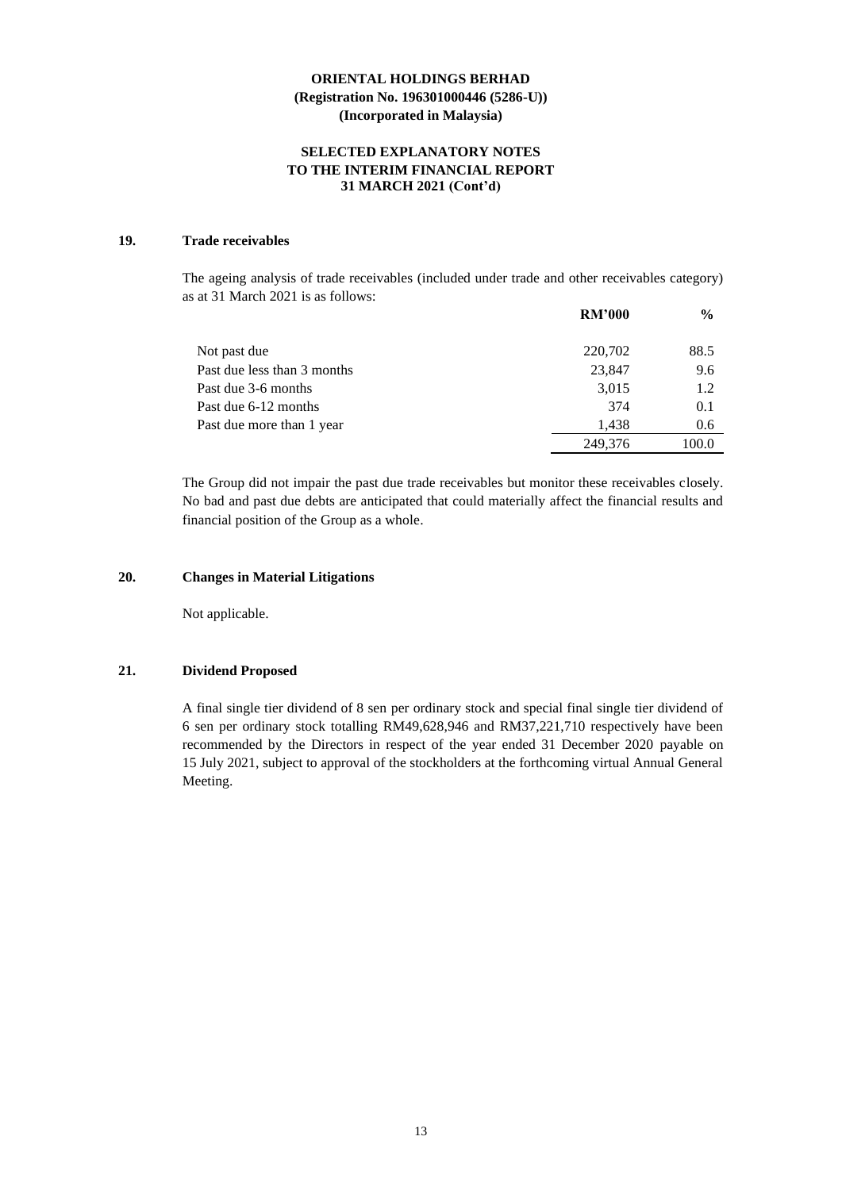**ORIENTAL HOLDINGS BERHAD**
**(Registration No. 196301000446 (5286-U))**
**(Incorporated in Malaysia)**

**SELECTED EXPLANATORY NOTES**
**TO THE INTERIM FINANCIAL REPORT**
**31 MARCH 2021 (Cont'd)**

## 19. Trade receivables

The ageing analysis of trade receivables (included under trade and other receivables category) as at 31 March 2021 is as follows:

| | RM'000 | % |
|---|---|---|
| Not past due | 220,702 | 88.5 |
| Past due less than 3 months | 23,847 | 9.6 |
| Past due 3-6 months | 3,015 | 1.2 |
| Past due 6-12 months | 374 | 0.1 |
| Past due more than 1 year | 1,438 | 0.6 |
| | 249,376 | 100.0 |

The Group did not impair the past due trade receivables but monitor these receivables closely. No bad and past due debts are anticipated that could materially affect the financial results and financial position of the Group as a whole.

## 20. Changes in Material Litigations

Not applicable.

## 21. Dividend Proposed

A final single tier dividend of 8 sen per ordinary stock and special final single tier dividend of 6 sen per ordinary stock totalling RM49,628,946 and RM37,221,710 respectively have been recommended by the Directors in respect of the year ended 31 December 2020 payable on 15 July 2021, subject to approval of the stockholders at the forthcoming virtual Annual General Meeting.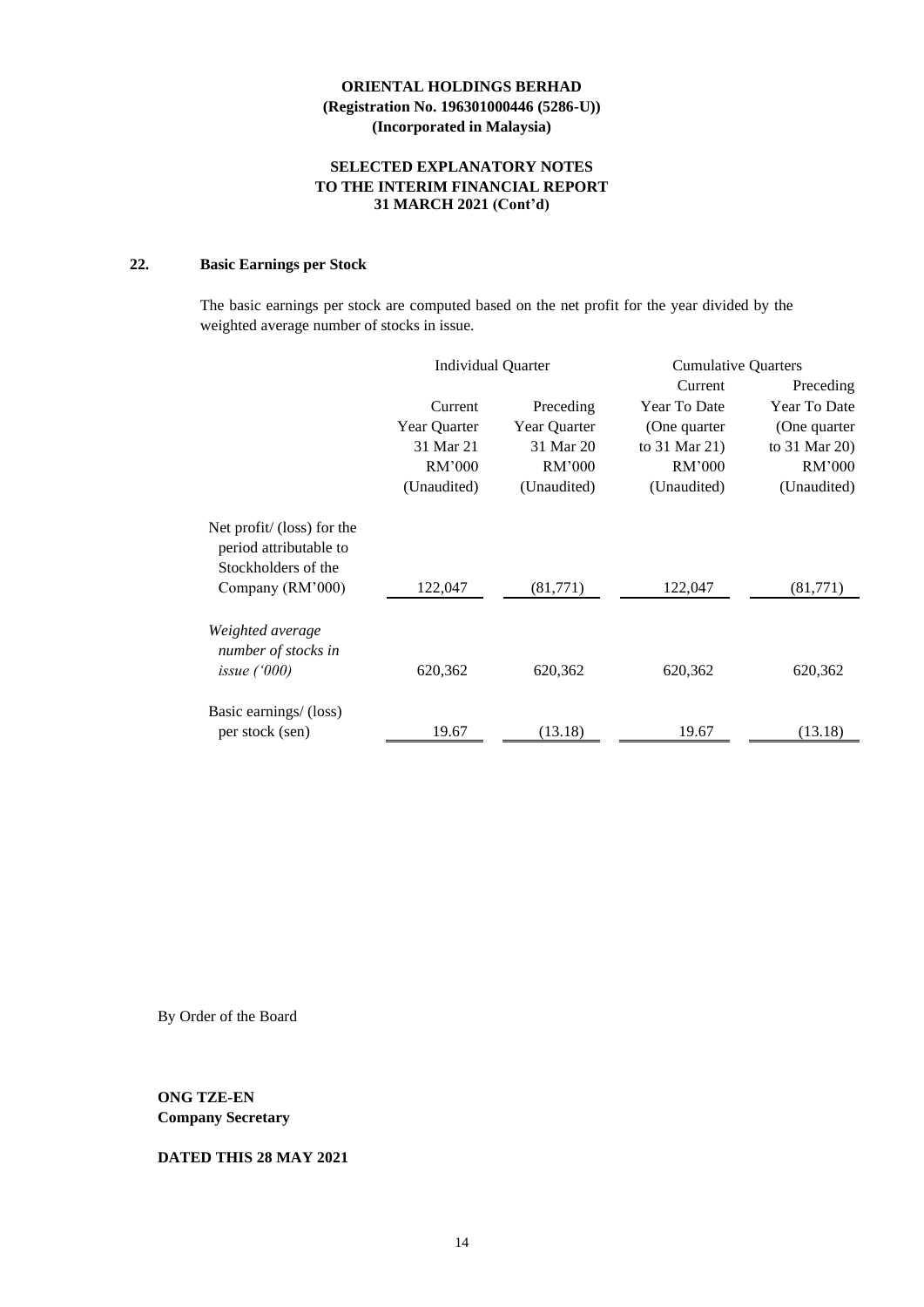**ORIENTAL HOLDINGS BERHAD**
**(Registration No. 196301000446 (5286-U))**
**(Incorporated in Malaysia)**

**SELECTED EXPLANATORY NOTES**
**TO THE INTERIM FINANCIAL REPORT**
**31 MARCH 2021 (Cont'd)**

## 22. Basic Earnings per Stock

The basic earnings per stock are computed based on the net profit for the year divided by the weighted average number of stocks in issue.

| | Individual Quarter | | Cumulative Quarters | |
|---|---|---|---|---|
| | Current Year Quarter 31 Mar 21 RM'000 (Unaudited) | Preceding Year Quarter 31 Mar 20 RM'000 (Unaudited) | Current Year To Date (One quarter to 31 Mar 21) RM'000 (Unaudited) | Preceding Year To Date (One quarter to 31 Mar 20) RM'000 (Unaudited) |
| Net profit/ (loss) for the period attributable to Stockholders of the Company (RM'000) | 122,047 | (81,771) | 122,047 | (81,771) |
| *Weighted average number of stocks in issue ('000)* | 620,362 | 620,362 | 620,362 | 620,362 |
| Basic earnings/ (loss) per stock (sen) | 19.67 | (13.18) | 19.67 | (13.18) |

By Order of the Board

**ONG TZE-EN**
**Company Secretary**

**DATED THIS 28 MAY 2021**